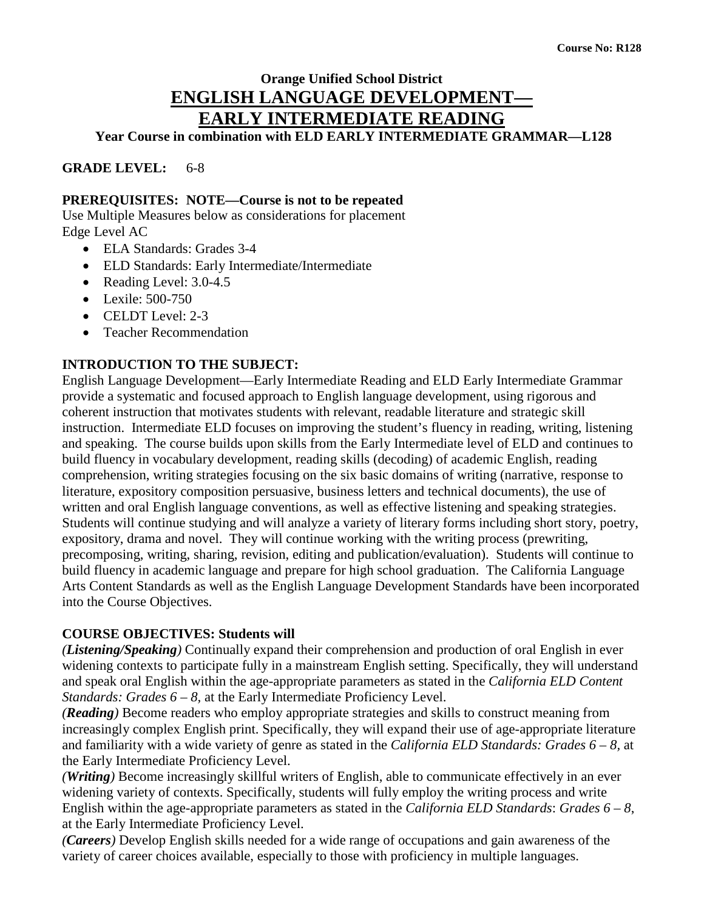Course No: R128

# Orange Unified School District
# ENGLISH LANGUAGE DEVELOPMENT—
# EARLY INTERMEDIATE READING

**Year Course in combination with ELD EARLY INTERMEDIATE GRAMMAR—L128**

**GRADE LEVEL:** 6-8

**PREREQUISITES: NOTE—Course is not to be repeated**

Use Multiple Measures below as considerations for placement
Edge Level AC

- ELA Standards: Grades 3-4
- ELD Standards: Early Intermediate/Intermediate
- Reading Level: 3.0-4.5
- Lexile: 500-750
- CELDT Level: 2-3
- Teacher Recommendation

**INTRODUCTION TO THE SUBJECT:**

English Language Development—Early Intermediate Reading and ELD Early Intermediate Grammar provide a systematic and focused approach to English language development, using rigorous and coherent instruction that motivates students with relevant, readable literature and strategic skill instruction. Intermediate ELD focuses on improving the student's fluency in reading, writing, listening and speaking. The course builds upon skills from the Early Intermediate level of ELD and continues to build fluency in vocabulary development, reading skills (decoding) of academic English, reading comprehension, writing strategies focusing on the six basic domains of writing (narrative, response to literature, expository composition persuasive, business letters and technical documents), the use of written and oral English language conventions, as well as effective listening and speaking strategies. Students will continue studying and will analyze a variety of literary forms including short story, poetry, expository, drama and novel. They will continue working with the writing process (prewriting, precomposing, writing, sharing, revision, editing and publication/evaluation). Students will continue to build fluency in academic language and prepare for high school graduation. The California Language Arts Content Standards as well as the English Language Development Standards have been incorporated into the Course Objectives.

**COURSE OBJECTIVES: Students will**

***(Listening/Speaking)*** Continually expand their comprehension and production of oral English in ever widening contexts to participate fully in a mainstream English setting. Specifically, they will understand and speak oral English within the age-appropriate parameters as stated in the *California ELD Content Standards: Grades 6 – 8,* at the Early Intermediate Proficiency Level.

***(Reading)*** Become readers who employ appropriate strategies and skills to construct meaning from increasingly complex English print. Specifically, they will expand their use of age-appropriate literature and familiarity with a wide variety of genre as stated in the *California ELD Standards: Grades 6 – 8*, at the Early Intermediate Proficiency Level.

***(Writing)*** Become increasingly skillful writers of English, able to communicate effectively in an ever widening variety of contexts. Specifically, students will fully employ the writing process and write English within the age-appropriate parameters as stated in the *California ELD Standards*: *Grades 6 – 8*, at the Early Intermediate Proficiency Level.

***(Careers)*** Develop English skills needed for a wide range of occupations and gain awareness of the variety of career choices available, especially to those with proficiency in multiple languages.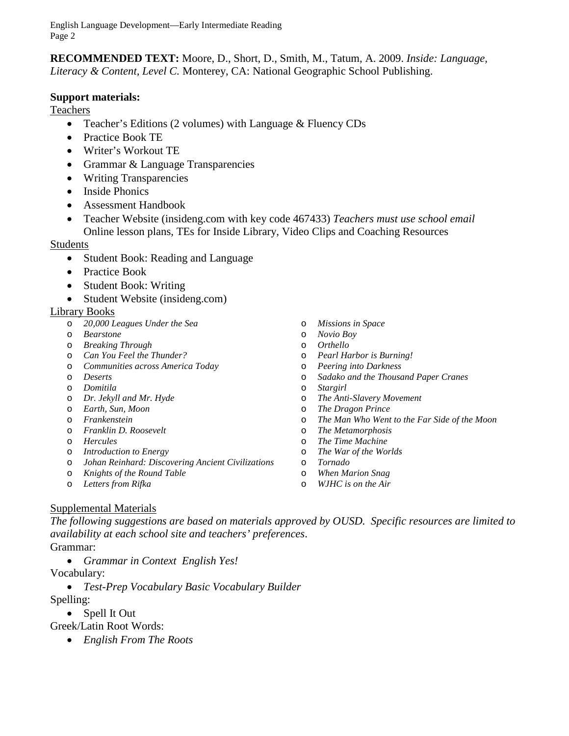**RECOMMENDED TEXT:** Moore, D., Short, D., Smith, M., Tatum, A. 2009. *Inside: Language, Literacy & Content, Level C.* Monterey, CA: National Geographic School Publishing.

**Support materials:**

Teachers

- Teacher's Editions (2 volumes) with Language & Fluency CDs
- Practice Book TE
- Writer's Workout TE
- Grammar & Language Transparencies
- Writing Transparencies
- Inside Phonics
- Assessment Handbook
- Teacher Website (insideng.com with key code 467433) *Teachers must use school email* Online lesson plans, TEs for Inside Library, Video Clips and Coaching Resources

Students

- Student Book: Reading and Language
- Practice Book
- Student Book: Writing
- Student Website (insideng.com)

Library Books

- *20,000 Leagues Under the Sea*
- *Bearstone*
- *Breaking Through*
- *Can You Feel the Thunder?*
- *Communities across America Today*
- *Deserts*
- *Domitila*
- *Dr. Jekyll and Mr. Hyde*
- *Earth, Sun, Moon*
- *Frankenstein*
- *Franklin D. Roosevelt*
- *Hercules*
- *Introduction to Energy*
- *Johan Reinhard: Discovering Ancient Civilizations*
- *Knights of the Round Table*
- *Letters from Rifka*
- *Missions in Space*
- *Novio Boy*
- *Orthello*
- *Pearl Harbor is Burning!*
- *Peering into Darkness*
- *Sadako and the Thousand Paper Cranes*
- *Stargirl*
- *The Anti-Slavery Movement*
- *The Dragon Prince*
- *The Man Who Went to the Far Side of the Moon*
- *The Metamorphosis*
- *The Time Machine*
- *The War of the Worlds*
- *Tornado*
- *When Marion Snag*
- *WJHC is on the Air*

Supplemental Materials

*The following suggestions are based on materials approved by OUSD. Specific resources are limited to availability at each school site and teachers' preferences*.

Grammar:

- *Grammar in Context English Yes!*

Vocabulary:

- *Test-Prep Vocabulary Basic Vocabulary Builder*

Spelling:

- Spell It Out

Greek/Latin Root Words:

- *English From The Roots*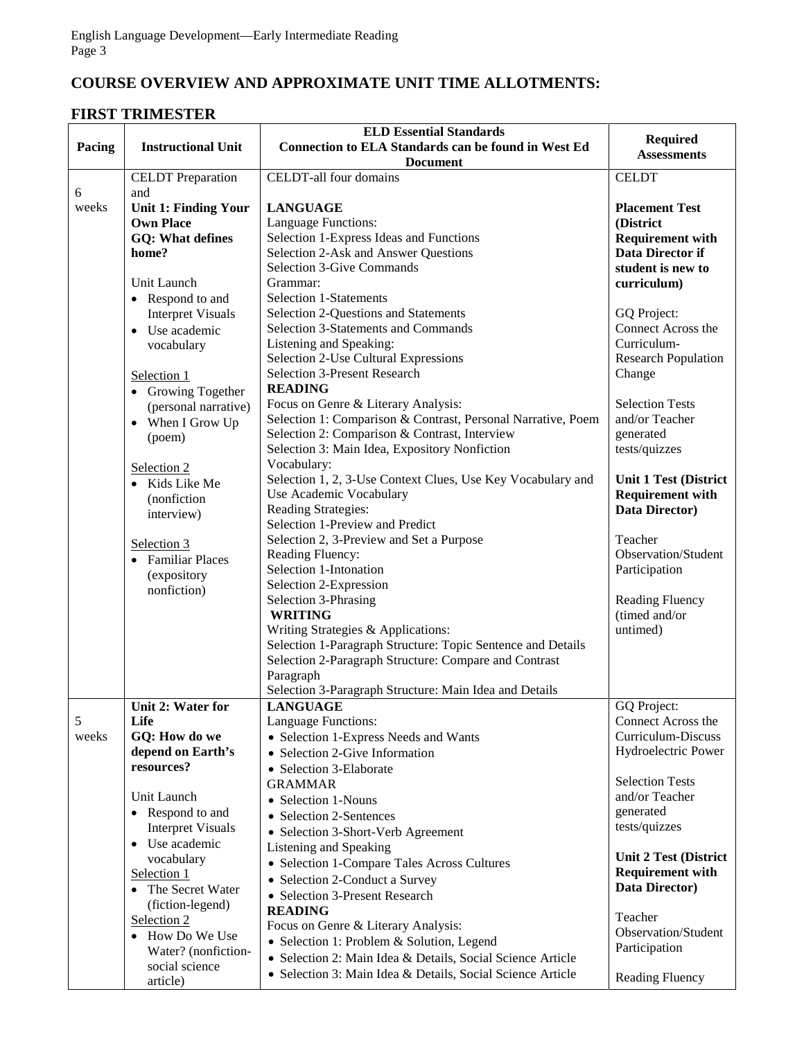## COURSE OVERVIEW AND APPROXIMATE UNIT TIME ALLOTMENTS:

## FIRST TRIMESTER

| Pacing | Instructional Unit | ELD Essential Standards<br>Connection to ELA Standards can be found in West Ed Document | Required Assessments |
|---|---|---|---|
| 6 weeks | CELDT Preparation and<br>**Unit 1: Finding Your Own Place**<br>**GQ: What defines home?**<br><br>Unit Launch<br>• Respond to and Interpret Visuals<br>• Use academic vocabulary<br><br>Selection 1<br>• Growing Together (personal narrative)<br>• When I Grow Up (poem)<br><br>Selection 2<br>• Kids Like Me (nonfiction interview)<br><br>Selection 3<br>• Familiar Places (expository nonfiction) | CELDT-all four domains<br><br>**LANGUAGE**<br>Language Functions:<br>Selection 1-Express Ideas and Functions<br>Selection 2-Ask and Answer Questions<br>Selection 3-Give Commands<br>Grammar:<br>Selection 1-Statements<br>Selection 2-Questions and Statements<br>Selection 3-Statements and Commands<br>Listening and Speaking:<br>Selection 2-Use Cultural Expressions<br>Selection 3-Present Research<br>**READING**<br>Focus on Genre & Literary Analysis:<br>Selection 1: Comparison & Contrast, Personal Narrative, Poem<br>Selection 2: Comparison & Contrast, Interview<br>Selection 3: Main Idea, Expository Nonfiction<br>Vocabulary:<br>Selection 1, 2, 3-Use Context Clues, Use Key Vocabulary and Use Academic Vocabulary<br>Reading Strategies:<br>Selection 1-Preview and Predict<br>Selection 2, 3-Preview and Set a Purpose<br>Reading Fluency:<br>Selection 1-Intonation<br>Selection 2-Expression<br>Selection 3-Phrasing<br>**WRITING**<br>Writing Strategies & Applications:<br>Selection 1-Paragraph Structure: Topic Sentence and Details<br>Selection 2-Paragraph Structure: Compare and Contrast Paragraph<br>Selection 3-Paragraph Structure: Main Idea and Details | CELDT<br><br>**Placement Test (District Requirement with Data Director if student is new to curriculum)**<br><br>GQ Project: Connect Across the Curriculum-Research Population Change<br><br>Selection Tests and/or Teacher generated tests/quizzes<br><br>**Unit 1 Test (District Requirement with Data Director)**<br><br>Teacher Observation/Student Participation<br><br>Reading Fluency (timed and/or untimed) |
| 5 weeks | **Unit 2: Water for Life**<br>**GQ: How do we depend on Earth's resources?**<br><br>Unit Launch<br>• Respond to and Interpret Visuals<br>• Use academic vocabulary<br>Selection 1<br>• The Secret Water (fiction-legend)<br>Selection 2<br>• How Do We Use Water? (nonfiction-social science article) | **LANGUAGE**<br>Language Functions:<br>• Selection 1-Express Needs and Wants<br>• Selection 2-Give Information<br>• Selection 3-Elaborate<br>GRAMMAR<br>• Selection 1-Nouns<br>• Selection 2-Sentences<br>• Selection 3-Short-Verb Agreement<br>Listening and Speaking<br>• Selection 1-Compare Tales Across Cultures<br>• Selection 2-Conduct a Survey<br>• Selection 3-Present Research<br>**READING**<br>Focus on Genre & Literary Analysis:<br>• Selection 1: Problem & Solution, Legend<br>• Selection 2: Main Idea & Details, Social Science Article<br>• Selection 3: Main Idea & Details, Social Science Article | GQ Project: Connect Across the Curriculum-Discuss Hydroelectric Power<br><br>Selection Tests and/or Teacher generated tests/quizzes<br><br>**Unit 2 Test (District Requirement with Data Director)**<br><br>Teacher Observation/Student Participation<br><br>Reading Fluency |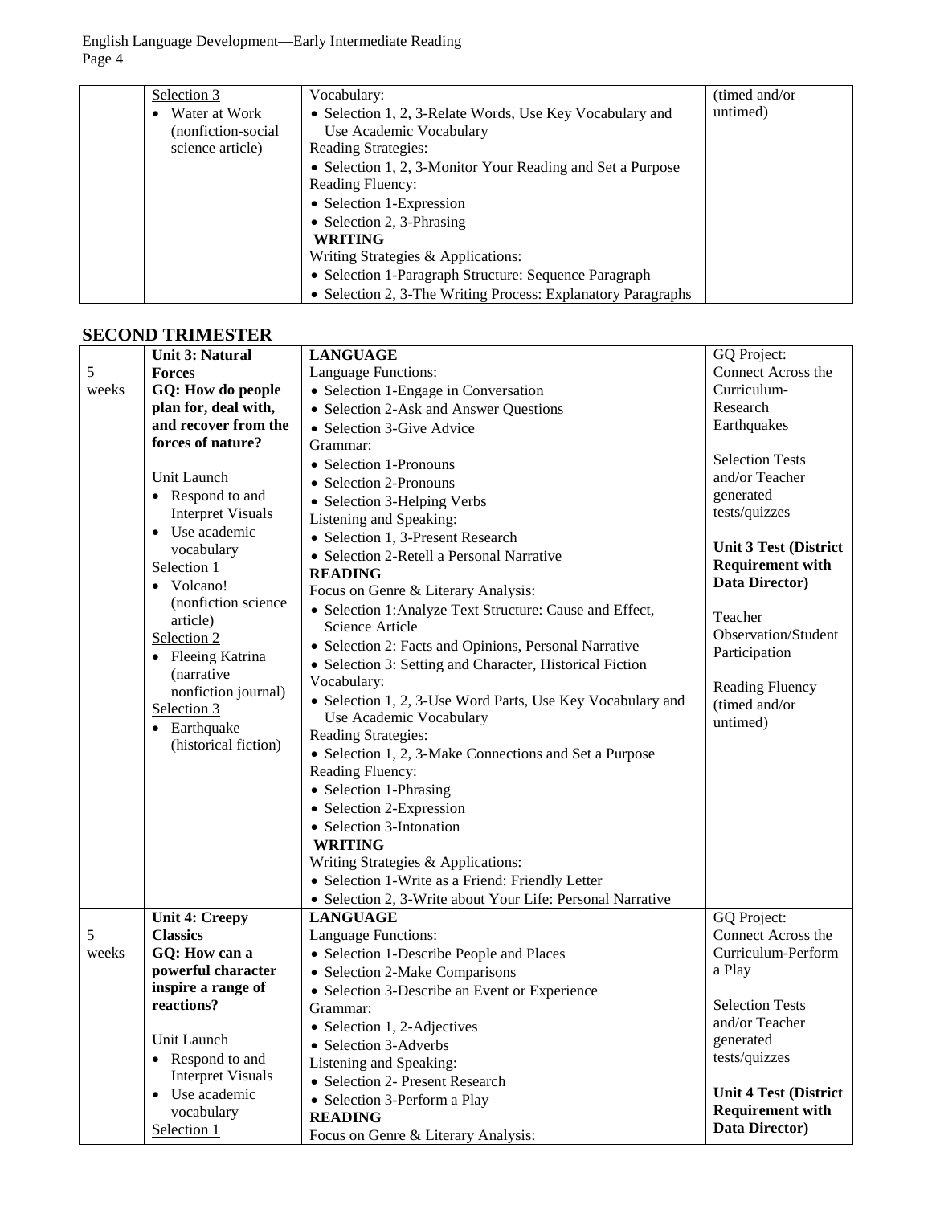| | Selection 3<br>• Water at Work (nonfiction-social science article) | Vocabulary:<br>• Selection 1, 2, 3-Relate Words, Use Key Vocabulary and Use Academic Vocabulary<br>Reading Strategies:<br>• Selection 1, 2, 3-Monitor Your Reading and Set a Purpose<br>Reading Fluency:<br>• Selection 1-Expression<br>• Selection 2, 3-Phrasing<br>**WRITING**<br>Writing Strategies & Applications:<br>• Selection 1-Paragraph Structure: Sequence Paragraph<br>• Selection 2, 3-The Writing Process: Explanatory Paragraphs | (timed and/or untimed) |
|---|---|---|---|

## SECOND TRIMESTER

| | | | |
|---|---|---|---|
| 5 weeks | **Unit 3: Natural Forces**<br>**GQ: How do people plan for, deal with, and recover from the forces of nature?**<br><br>Unit Launch<br>• Respond to and Interpret Visuals<br>• Use academic vocabulary<br>Selection 1<br>• Volcano! (nonfiction science article)<br>Selection 2<br>• Fleeing Katrina (narrative nonfiction journal)<br>Selection 3<br>• Earthquake (historical fiction) | **LANGUAGE**<br>Language Functions:<br>• Selection 1-Engage in Conversation<br>• Selection 2-Ask and Answer Questions<br>• Selection 3-Give Advice<br>Grammar:<br>• Selection 1-Pronouns<br>• Selection 2-Pronouns<br>• Selection 3-Helping Verbs<br>Listening and Speaking:<br>• Selection 1, 3-Present Research<br>• Selection 2-Retell a Personal Narrative<br>**READING**<br>Focus on Genre & Literary Analysis:<br>• Selection 1:Analyze Text Structure: Cause and Effect, Science Article<br>• Selection 2: Facts and Opinions, Personal Narrative<br>• Selection 3: Setting and Character, Historical Fiction<br>Vocabulary:<br>• Selection 1, 2, 3-Use Word Parts, Use Key Vocabulary and Use Academic Vocabulary<br>Reading Strategies:<br>• Selection 1, 2, 3-Make Connections and Set a Purpose<br>Reading Fluency:<br>• Selection 1-Phrasing<br>• Selection 2-Expression<br>• Selection 3-Intonation<br>**WRITING**<br>Writing Strategies & Applications:<br>• Selection 1-Write as a Friend: Friendly Letter<br>• Selection 2, 3-Write about Your Life: Personal Narrative | GQ Project: Connect Across the Curriculum-Research Earthquakes<br><br>Selection Tests and/or Teacher generated tests/quizzes<br><br>**Unit 3 Test (District Requirement with Data Director)**<br><br>Teacher Observation/Student Participation<br><br>Reading Fluency (timed and/or untimed) |
| 5 weeks | **Unit 4: Creepy Classics**<br>**GQ: How can a powerful character inspire a range of reactions?**<br><br>Unit Launch<br>• Respond to and Interpret Visuals<br>• Use academic vocabulary<br>Selection 1 | **LANGUAGE**<br>Language Functions:<br>• Selection 1-Describe People and Places<br>• Selection 2-Make Comparisons<br>• Selection 3-Describe an Event or Experience<br>Grammar:<br>• Selection 1, 2-Adjectives<br>• Selection 3-Adverbs<br>Listening and Speaking:<br>• Selection 2- Present Research<br>• Selection 3-Perform a Play<br>**READING**<br>Focus on Genre & Literary Analysis: | GQ Project: Connect Across the Curriculum-Perform a Play<br><br>Selection Tests and/or Teacher generated tests/quizzes<br><br>**Unit 4 Test (District Requirement with Data Director)** |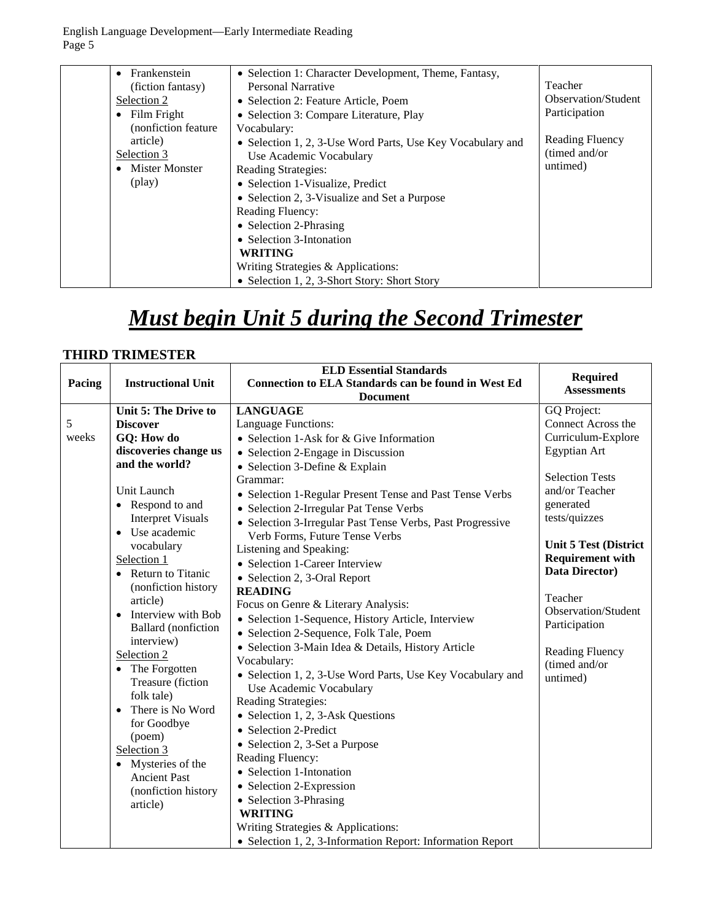| | • Frankenstein (fiction fantasy)<br>Selection 2<br>• Film Fright (nonfiction feature article)<br>Selection 3<br>• Mister Monster (play) | • Selection 1: Character Development, Theme, Fantasy, Personal Narrative<br>• Selection 2: Feature Article, Poem<br>• Selection 3: Compare Literature, Play<br>Vocabulary:<br>• Selection 1, 2, 3-Use Word Parts, Use Key Vocabulary and Use Academic Vocabulary<br>Reading Strategies:<br>• Selection 1-Visualize, Predict<br>• Selection 2, 3-Visualize and Set a Purpose<br>Reading Fluency:<br>• Selection 2-Phrasing<br>• Selection 3-Intonation<br>**WRITING**<br>Writing Strategies & Applications:<br>• Selection 1, 2, 3-Short Story: Short Story | Teacher Observation/Student Participation<br><br>Reading Fluency (timed and/or untimed) |
|---|---|---|---|

# ***Must begin Unit 5 during the Second Trimester***

## THIRD TRIMESTER

| Pacing | Instructional Unit | ELD Essential Standards<br>Connection to ELA Standards can be found in West Ed Document | Required Assessments |
|---|---|---|---|
| 5 weeks | **Unit 5: The Drive to Discover**<br>**GQ: How do discoveries change us and the world?**<br><br>Unit Launch<br>• Respond to and Interpret Visuals<br>• Use academic vocabulary<br>Selection 1<br>• Return to Titanic (nonfiction history article)<br>• Interview with Bob Ballard (nonfiction interview)<br>Selection 2<br>• The Forgotten Treasure (fiction folk tale)<br>• There is No Word for Goodbye (poem)<br>Selection 3<br>• Mysteries of the Ancient Past (nonfiction history article) | **LANGUAGE**<br>Language Functions:<br>• Selection 1-Ask for & Give Information<br>• Selection 2-Engage in Discussion<br>• Selection 3-Define & Explain<br>Grammar:<br>• Selection 1-Regular Present Tense and Past Tense Verbs<br>• Selection 2-Irregular Pat Tense Verbs<br>• Selection 3-Irregular Past Tense Verbs, Past Progressive Verb Forms, Future Tense Verbs<br>Listening and Speaking:<br>• Selection 1-Career Interview<br>• Selection 2, 3-Oral Report<br>**READING**<br>Focus on Genre & Literary Analysis:<br>• Selection 1-Sequence, History Article, Interview<br>• Selection 2-Sequence, Folk Tale, Poem<br>• Selection 3-Main Idea & Details, History Article<br>Vocabulary:<br>• Selection 1, 2, 3-Use Word Parts, Use Key Vocabulary and Use Academic Vocabulary<br>Reading Strategies:<br>• Selection 1, 2, 3-Ask Questions<br>• Selection 2-Predict<br>• Selection 2, 3-Set a Purpose<br>Reading Fluency:<br>• Selection 1-Intonation<br>• Selection 2-Expression<br>• Selection 3-Phrasing<br>**WRITING**<br>Writing Strategies & Applications:<br>• Selection 1, 2, 3-Information Report: Information Report | GQ Project: Connect Across the Curriculum-Explore Egyptian Art<br><br>Selection Tests and/or Teacher generated tests/quizzes<br><br>**Unit 5 Test (District Requirement with Data Director)**<br><br>Teacher Observation/Student Participation<br><br>Reading Fluency (timed and/or untimed) |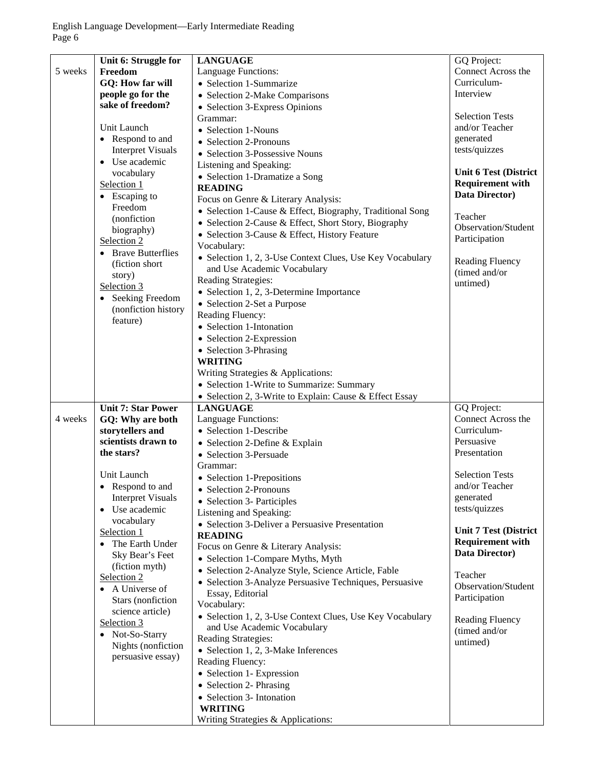| | | | |
|---|---|---|---|
| 5 weeks | **Unit 6: Struggle for Freedom**<br>**GQ: How far will people go for the sake of freedom?**<br><br>Unit Launch<br>• Respond to and Interpret Visuals<br>• Use academic vocabulary<br><u>Selection 1</u><br>• Escaping to Freedom (nonfiction biography)<br><u>Selection 2</u><br>• Brave Butterflies (fiction short story)<br><u>Selection 3</u><br>• Seeking Freedom (nonfiction history feature) | **LANGUAGE**<br>Language Functions:<br>• Selection 1-Summarize<br>• Selection 2-Make Comparisons<br>• Selection 3-Express Opinions<br>Grammar:<br>• Selection 1-Nouns<br>• Selection 2-Pronouns<br>• Selection 3-Possessive Nouns<br>Listening and Speaking:<br>• Selection 1-Dramatize a Song<br>**READING**<br>Focus on Genre & Literary Analysis:<br>• Selection 1-Cause & Effect, Biography, Traditional Song<br>• Selection 2-Cause & Effect, Short Story, Biography<br>• Selection 3-Cause & Effect, History Feature<br>Vocabulary:<br>• Selection 1, 2, 3-Use Context Clues, Use Key Vocabulary and Use Academic Vocabulary<br>Reading Strategies:<br>• Selection 1, 2, 3-Determine Importance<br>• Selection 2-Set a Purpose<br>Reading Fluency:<br>• Selection 1-Intonation<br>• Selection 2-Expression<br>• Selection 3-Phrasing<br>**WRITING**<br>Writing Strategies & Applications:<br>• Selection 1-Write to Summarize: Summary<br>• Selection 2, 3-Write to Explain: Cause & Effect Essay | GQ Project: Connect Across the Curriculum- Interview<br><br>Selection Tests and/or Teacher generated tests/quizzes<br><br>**Unit 6 Test (District Requirement with Data Director)**<br><br>Teacher Observation/Student Participation<br><br>Reading Fluency (timed and/or untimed) |
| 4 weeks | **Unit 7: Star Power**<br>**GQ: Why are both storytellers and scientists drawn to the stars?**<br><br>Unit Launch<br>• Respond to and Interpret Visuals<br>• Use academic vocabulary<br><u>Selection 1</u><br>• The Earth Under Sky Bear's Feet (fiction myth)<br><u>Selection 2</u><br>• A Universe of Stars (nonfiction science article)<br><u>Selection 3</u><br>• Not-So-Starry Nights (nonfiction persuasive essay) | **LANGUAGE**<br>Language Functions:<br>• Selection 1-Describe<br>• Selection 2-Define & Explain<br>• Selection 3-Persuade<br>Grammar:<br>• Selection 1-Prepositions<br>• Selection 2-Pronouns<br>• Selection 3- Participles<br>Listening and Speaking:<br>• Selection 3-Deliver a Persuasive Presentation<br>**READING**<br>Focus on Genre & Literary Analysis:<br>• Selection 1-Compare Myths, Myth<br>• Selection 2-Analyze Style, Science Article, Fable<br>• Selection 3-Analyze Persuasive Techniques, Persuasive Essay, Editorial<br>Vocabulary:<br>• Selection 1, 2, 3-Use Context Clues, Use Key Vocabulary and Use Academic Vocabulary<br>Reading Strategies:<br>• Selection 1, 2, 3-Make Inferences<br>Reading Fluency:<br>• Selection 1- Expression<br>• Selection 2- Phrasing<br>• Selection 3- Intonation<br>**WRITING**<br>Writing Strategies & Applications: | GQ Project: Connect Across the Curriculum- Persuasive Presentation<br><br>Selection Tests and/or Teacher generated tests/quizzes<br><br>**Unit 7 Test (District Requirement with Data Director)**<br><br>Teacher Observation/Student Participation<br><br>Reading Fluency (timed and/or untimed) |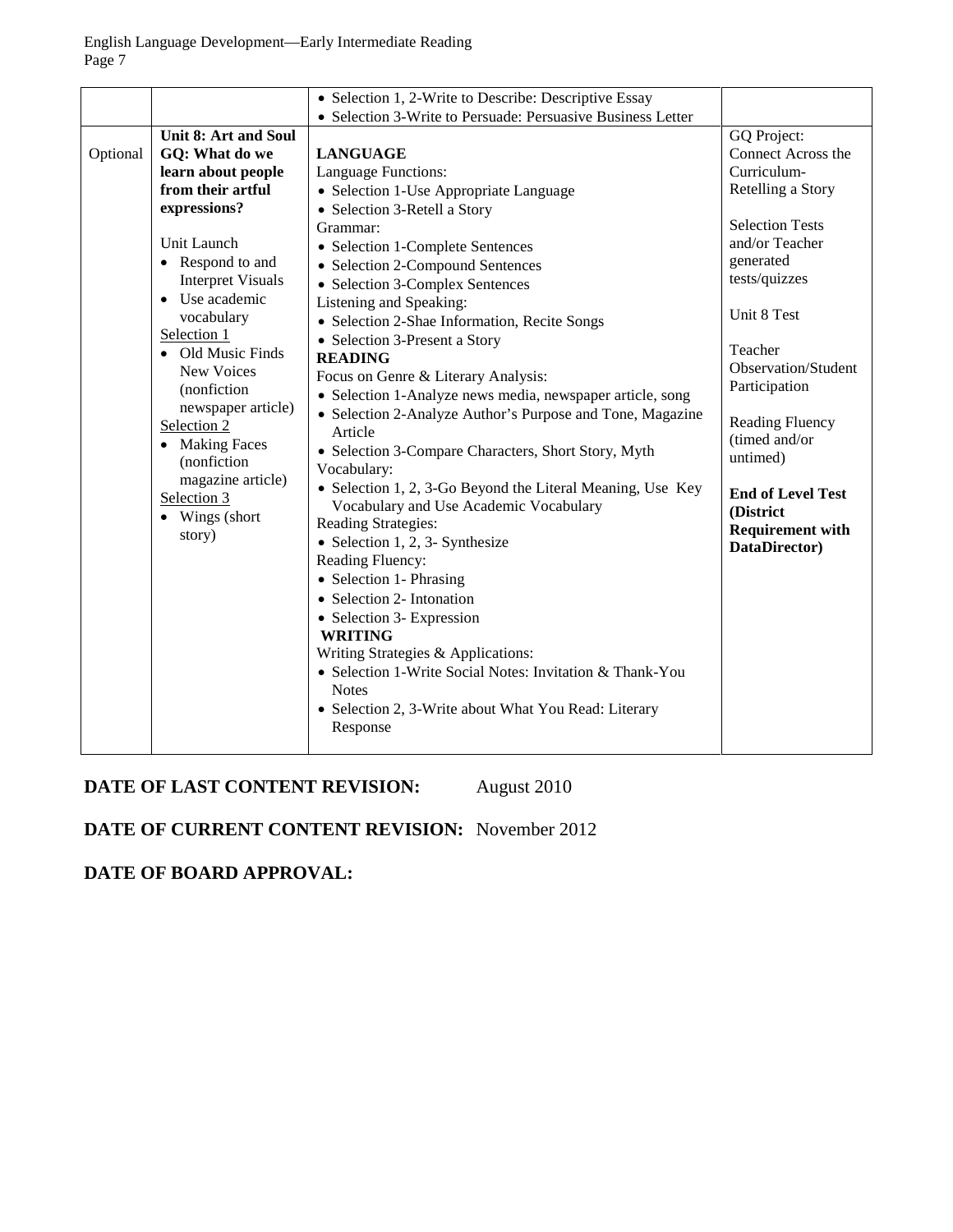| | | | |
|---|---|---|---|
| | | • Selection 1, 2-Write to Describe: Descriptive Essay<br>• Selection 3-Write to Persuade: Persuasive Business Letter | |
| Optional | **Unit 8: Art and Soul**<br>**GQ: What do we learn about people from their artful expressions?**<br><br>Unit Launch<br>• Respond to and Interpret Visuals<br>• Use academic vocabulary<br>Selection 1<br>• Old Music Finds New Voices (nonfiction newspaper article)<br>Selection 2<br>• Making Faces (nonfiction magazine article)<br>Selection 3<br>• Wings (short story) | **LANGUAGE**<br>Language Functions:<br>• Selection 1-Use Appropriate Language<br>• Selection 3-Retell a Story<br>Grammar:<br>• Selection 1-Complete Sentences<br>• Selection 2-Compound Sentences<br>• Selection 3-Complex Sentences<br>Listening and Speaking:<br>• Selection 2-Shae Information, Recite Songs<br>• Selection 3-Present a Story<br>**READING**<br>Focus on Genre & Literary Analysis:<br>• Selection 1-Analyze news media, newspaper article, song<br>• Selection 2-Analyze Author's Purpose and Tone, Magazine Article<br>• Selection 3-Compare Characters, Short Story, Myth<br>Vocabulary:<br>• Selection 1, 2, 3-Go Beyond the Literal Meaning, Use Key Vocabulary and Use Academic Vocabulary<br>Reading Strategies:<br>• Selection 1, 2, 3- Synthesize<br>Reading Fluency:<br>• Selection 1- Phrasing<br>• Selection 2- Intonation<br>• Selection 3- Expression<br>**WRITING**<br>Writing Strategies & Applications:<br>• Selection 1-Write Social Notes: Invitation & Thank-You Notes<br>• Selection 2, 3-Write about What You Read: Literary Response | GQ Project: Connect Across the Curriculum- Retelling a Story<br><br>Selection Tests and/or Teacher generated tests/quizzes<br><br>Unit 8 Test<br><br>Teacher Observation/Student Participation<br><br>Reading Fluency (timed and/or untimed)<br><br>**End of Level Test (District Requirement with DataDirector)** |

**DATE OF LAST CONTENT REVISION:** August 2010

**DATE OF CURRENT CONTENT REVISION:** November 2012

**DATE OF BOARD APPROVAL:**